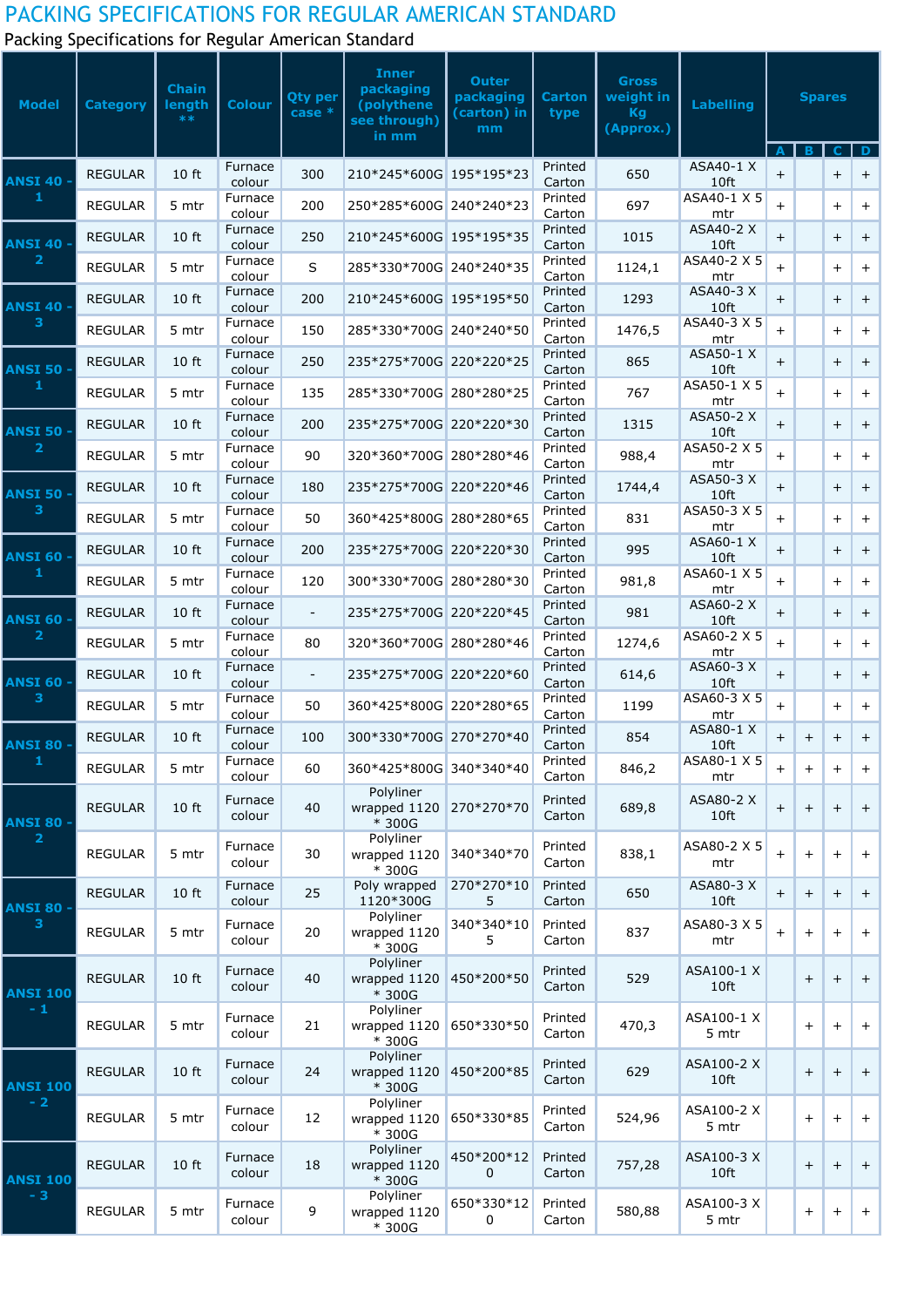# PACKING SPECIFICATIONS FOR REGULAR AMERICAN STANDARD

Packing Specifications for Regular American Standard

| Model | Category | Chain length ** | Colour | Qty per case * | Inner packaging (polythene see through) in mm | Outer packaging (carton) in mm | Carton type | Gross weight in Kg (Approx.) | Labelling | Spares | | | |
|---|---|---|---|---|---|---|---|---|---|---|---|---|---|
| | | | | | | | | | | A | B | C | D |
| ANSI 40 - 1 | REGULAR | 10 ft | Furnace colour | 300 | 210*245*600G | 195*195*23 | Printed Carton | 650 | ASA40-1 X 10ft | + | | + | + |
| | REGULAR | 5 mtr | Furnace colour | 200 | 250*285*600G | 240*240*23 | Printed Carton | 697 | ASA40-1 X 5 mtr | + | | + | + |
| ANSI 40 - 2 | REGULAR | 10 ft | Furnace colour | 250 | 210*245*600G | 195*195*35 | Printed Carton | 1015 | ASA40-2 X 10ft | + | | + | + |
| | REGULAR | 5 mtr | Furnace colour | S | 285*330*700G | 240*240*35 | Printed Carton | 1124,1 | ASA40-2 X 5 mtr | + | | + | + |
| ANSI 40 - 3 | REGULAR | 10 ft | Furnace colour | 200 | 210*245*600G | 195*195*50 | Printed Carton | 1293 | ASA40-3 X 10ft | + | | + | + |
| | REGULAR | 5 mtr | Furnace colour | 150 | 285*330*700G | 240*240*50 | Printed Carton | 1476,5 | ASA40-3 X 5 mtr | + | | + | + |
| ANSI 50 - 1 | REGULAR | 10 ft | Furnace colour | 250 | 235*275*700G | 220*220*25 | Printed Carton | 865 | ASA50-1 X 10ft | + | | + | + |
| | REGULAR | 5 mtr | Furnace colour | 135 | 285*330*700G | 280*280*25 | Printed Carton | 767 | ASA50-1 X 5 mtr | + | | + | + |
| ANSI 50 - 2 | REGULAR | 10 ft | Furnace colour | 200 | 235*275*700G | 220*220*30 | Printed Carton | 1315 | ASA50-2 X 10ft | + | | + | + |
| | REGULAR | 5 mtr | Furnace colour | 90 | 320*360*700G | 280*280*46 | Printed Carton | 988,4 | ASA50-2 X 5 mtr | + | | + | + |
| ANSI 50 - 3 | REGULAR | 10 ft | Furnace colour | 180 | 235*275*700G | 220*220*46 | Printed Carton | 1744,4 | ASA50-3 X 10ft | + | | + | + |
| | REGULAR | 5 mtr | Furnace colour | 50 | 360*425*800G | 280*280*65 | Printed Carton | 831 | ASA50-3 X 5 mtr | + | | + | + |
| ANSI 60 - 1 | REGULAR | 10 ft | Furnace colour | 200 | 235*275*700G | 220*220*30 | Printed Carton | 995 | ASA60-1 X 10ft | + | | + | + |
| | REGULAR | 5 mtr | Furnace colour | 120 | 300*330*700G | 280*280*30 | Printed Carton | 981,8 | ASA60-1 X 5 mtr | + | | + | + |
| ANSI 60 - 2 | REGULAR | 10 ft | Furnace colour | - | 235*275*700G | 220*220*45 | Printed Carton | 981 | ASA60-2 X 10ft | + | | + | + |
| | REGULAR | 5 mtr | Furnace colour | 80 | 320*360*700G | 280*280*46 | Printed Carton | 1274,6 | ASA60-2 X 5 mtr | + | | + | + |
| ANSI 60 - 3 | REGULAR | 10 ft | Furnace colour | - | 235*275*700G | 220*220*60 | Printed Carton | 614,6 | ASA60-3 X 10ft | + | | + | + |
| | REGULAR | 5 mtr | Furnace colour | 50 | 360*425*800G | 220*280*65 | Printed Carton | 1199 | ASA60-3 X 5 mtr | + | | + | + |
| ANSI 80 - 1 | REGULAR | 10 ft | Furnace colour | 100 | 300*330*700G | 270*270*40 | Printed Carton | 854 | ASA80-1 X 10ft | + | + | + | + |
| | REGULAR | 5 mtr | Furnace colour | 60 | 360*425*800G | 340*340*40 | Printed Carton | 846,2 | ASA80-1 X 5 mtr | + | + | + | + |
| ANSI 80 - 2 | REGULAR | 10 ft | Furnace colour | 40 | Polyliner wrapped 1120 * 300G | 270*270*70 | Printed Carton | 689,8 | ASA80-2 X 10ft | + | + | + | + |
| | REGULAR | 5 mtr | Furnace colour | 30 | Polyliner wrapped 1120 * 300G | 340*340*70 | Printed Carton | 838,1 | ASA80-2 X 5 mtr | + | + | + | + |
| ANSI 80 - 3 | REGULAR | 10 ft | Furnace colour | 25 | Poly wrapped 1120*300G | 270*270*105 | Printed Carton | 650 | ASA80-3 X 10ft | + | + | + | + |
| | REGULAR | 5 mtr | Furnace colour | 20 | Polyliner wrapped 1120 * 300G | 340*340*105 | Printed Carton | 837 | ASA80-3 X 5 mtr | + | + | + | + |
| ANSI 100 - 1 | REGULAR | 10 ft | Furnace colour | 40 | Polyliner wrapped 1120 * 300G | 450*200*50 | Printed Carton | 529 | ASA100-1 X 10ft | | + | + | + |
| | REGULAR | 5 mtr | Furnace colour | 21 | Polyliner wrapped 1120 * 300G | 650*330*50 | Printed Carton | 470,3 | ASA100-1 X 5 mtr | | + | + | + |
| ANSI 100 - 2 | REGULAR | 10 ft | Furnace colour | 24 | Polyliner wrapped 1120 * 300G | 450*200*85 | Printed Carton | 629 | ASA100-2 X 10ft | | + | + | + |
| | REGULAR | 5 mtr | Furnace colour | 12 | Polyliner wrapped 1120 * 300G | 650*330*85 | Printed Carton | 524,96 | ASA100-2 X 5 mtr | | + | + | + |
| ANSI 100 - 3 | REGULAR | 10 ft | Furnace colour | 18 | Polyliner wrapped 1120 * 300G | 450*200*120 | Printed Carton | 757,28 | ASA100-3 X 10ft | | + | + | + |
| | REGULAR | 5 mtr | Furnace colour | 9 | Polyliner wrapped 1120 * 300G | 650*330*120 | Printed Carton | 580,88 | ASA100-3 X 5 mtr | | + | + | + |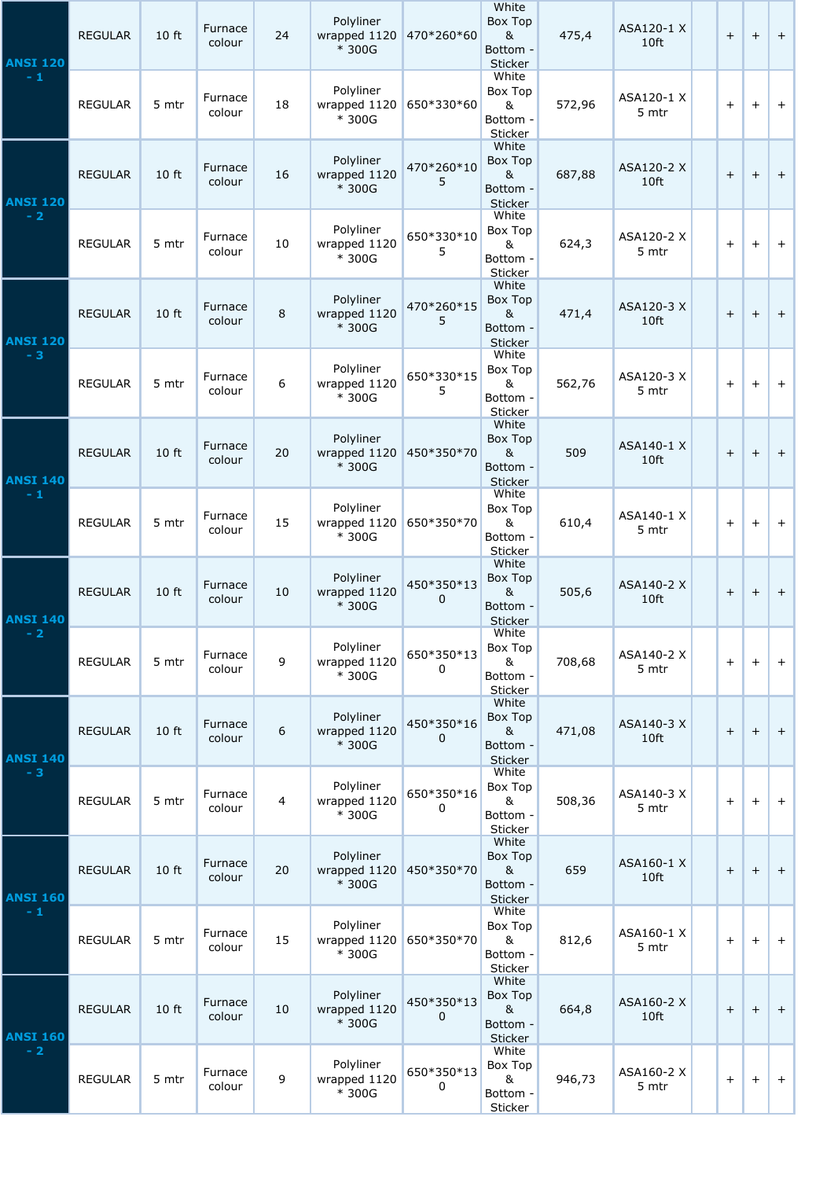| | | | | | | | | | | | | |
|---|---|---|---|---|---|---|---|---|---|---|---|---|
| **ANSI 120 - 1** | REGULAR | 10 ft | Furnace colour | 24 | Polyliner wrapped 1120 * 300G | 470*260*60 | White Box Top & Bottom - Sticker | 475,4 | ASA120-1 X 10ft | | + | + | + |
| | REGULAR | 5 mtr | Furnace colour | 18 | Polyliner wrapped 1120 * 300G | 650*330*60 | White Box Top & Bottom - Sticker | 572,96 | ASA120-1 X 5 mtr | | + | + | + |
| **ANSI 120 - 2** | REGULAR | 10 ft | Furnace colour | 16 | Polyliner wrapped 1120 * 300G | 470*260*105 | White Box Top & Bottom - Sticker | 687,88 | ASA120-2 X 10ft | | + | + | + |
| | REGULAR | 5 mtr | Furnace colour | 10 | Polyliner wrapped 1120 * 300G | 650*330*105 | White Box Top & Bottom - Sticker | 624,3 | ASA120-2 X 5 mtr | | + | + | + |
| **ANSI 120 - 3** | REGULAR | 10 ft | Furnace colour | 8 | Polyliner wrapped 1120 * 300G | 470*260*155 | White Box Top & Bottom - Sticker | 471,4 | ASA120-3 X 10ft | | + | + | + |
| | REGULAR | 5 mtr | Furnace colour | 6 | Polyliner wrapped 1120 * 300G | 650*330*155 | White Box Top & Bottom - Sticker | 562,76 | ASA120-3 X 5 mtr | | + | + | + |
| **ANSI 140 - 1** | REGULAR | 10 ft | Furnace colour | 20 | Polyliner wrapped 1120 * 300G | 450*350*70 | White Box Top & Bottom - Sticker | 509 | ASA140-1 X 10ft | | + | + | + |
| | REGULAR | 5 mtr | Furnace colour | 15 | Polyliner wrapped 1120 * 300G | 650*350*70 | White Box Top & Bottom - Sticker | 610,4 | ASA140-1 X 5 mtr | | + | + | + |
| **ANSI 140 - 2** | REGULAR | 10 ft | Furnace colour | 10 | Polyliner wrapped 1120 * 300G | 450*350*130 | White Box Top & Bottom - Sticker | 505,6 | ASA140-2 X 10ft | | + | + | + |
| | REGULAR | 5 mtr | Furnace colour | 9 | Polyliner wrapped 1120 * 300G | 650*350*130 | White Box Top & Bottom - Sticker | 708,68 | ASA140-2 X 5 mtr | | + | + | + |
| **ANSI 140 - 3** | REGULAR | 10 ft | Furnace colour | 6 | Polyliner wrapped 1120 * 300G | 450*350*160 | White Box Top & Bottom - Sticker | 471,08 | ASA140-3 X 10ft | | + | + | + |
| | REGULAR | 5 mtr | Furnace colour | 4 | Polyliner wrapped 1120 * 300G | 650*350*160 | White Box Top & Bottom - Sticker | 508,36 | ASA140-3 X 5 mtr | | + | + | + |
| **ANSI 160 - 1** | REGULAR | 10 ft | Furnace colour | 20 | Polyliner wrapped 1120 * 300G | 450*350*70 | White Box Top & Bottom - Sticker | 659 | ASA160-1 X 10ft | | + | + | + |
| | REGULAR | 5 mtr | Furnace colour | 15 | Polyliner wrapped 1120 * 300G | 650*350*70 | White Box Top & Bottom - Sticker | 812,6 | ASA160-1 X 5 mtr | | + | + | + |
| **ANSI 160 - 2** | REGULAR | 10 ft | Furnace colour | 10 | Polyliner wrapped 1120 * 300G | 450*350*130 | White Box Top & Bottom - Sticker | 664,8 | ASA160-2 X 10ft | | + | + | + |
| | REGULAR | 5 mtr | Furnace colour | 9 | Polyliner wrapped 1120 * 300G | 650*350*130 | White Box Top & Bottom - Sticker | 946,73 | ASA160-2 X 5 mtr | | + | + | + |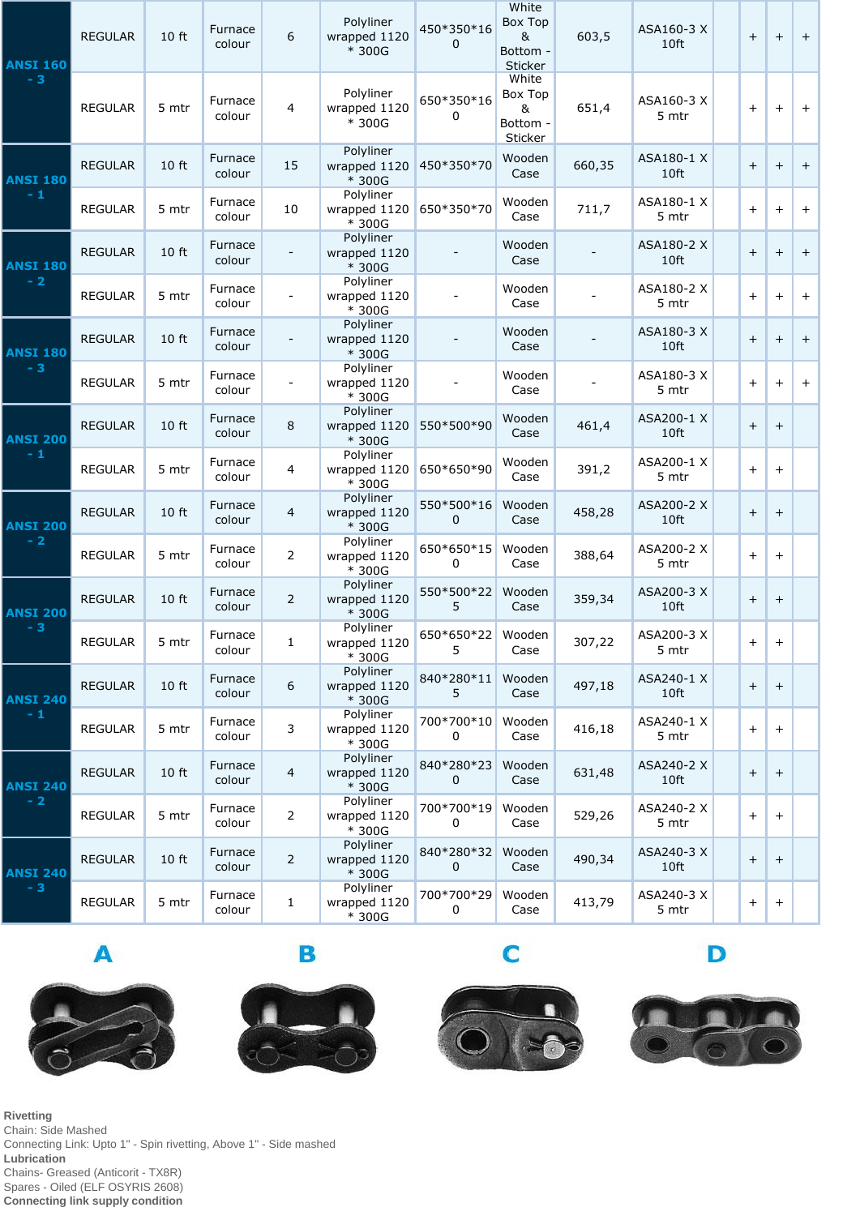| | | | | | | | | | | | | |
|---|---|---|---|---|---|---|---|---|---|---|---|---|
| **ANSI 160 - 3** | REGULAR | 10 ft | Furnace colour | 6 | Polyliner wrapped 1120 * 300G | 450*350*160 | White Box Top & Bottom - Sticker | 603,5 | ASA160-3 X 10ft | | + | + | + |
| | REGULAR | 5 mtr | Furnace colour | 4 | Polyliner wrapped 1120 * 300G | 650*350*160 | White Box Top & Bottom - Sticker | 651,4 | ASA160-3 X 5 mtr | | + | + | + |
| **ANSI 180 - 1** | REGULAR | 10 ft | Furnace colour | 15 | Polyliner wrapped 1120 * 300G | 450*350*70 | Wooden Case | 660,35 | ASA180-1 X 10ft | | + | + | + |
| | REGULAR | 5 mtr | Furnace colour | 10 | Polyliner wrapped 1120 * 300G | 650*350*70 | Wooden Case | 711,7 | ASA180-1 X 5 mtr | | + | + | + |
| **ANSI 180 - 2** | REGULAR | 10 ft | Furnace colour | - | Polyliner wrapped 1120 * 300G | - | Wooden Case | - | ASA180-2 X 10ft | | + | + | + |
| | REGULAR | 5 mtr | Furnace colour | - | Polyliner wrapped 1120 * 300G | - | Wooden Case | - | ASA180-2 X 5 mtr | | + | + | + |
| **ANSI 180 - 3** | REGULAR | 10 ft | Furnace colour | - | Polyliner wrapped 1120 * 300G | - | Wooden Case | - | ASA180-3 X 10ft | | + | + | + |
| | REGULAR | 5 mtr | Furnace colour | - | Polyliner wrapped 1120 * 300G | - | Wooden Case | - | ASA180-3 X 5 mtr | | + | + | + |
| **ANSI 200 - 1** | REGULAR | 10 ft | Furnace colour | 8 | Polyliner wrapped 1120 * 300G | 550*500*90 | Wooden Case | 461,4 | ASA200-1 X 10ft | | + | + | |
| | REGULAR | 5 mtr | Furnace colour | 4 | Polyliner wrapped 1120 * 300G | 650*650*90 | Wooden Case | 391,2 | ASA200-1 X 5 mtr | | + | + | |
| **ANSI 200 - 2** | REGULAR | 10 ft | Furnace colour | 4 | Polyliner wrapped 1120 * 300G | 550*500*160 | Wooden Case | 458,28 | ASA200-2 X 10ft | | + | + | |
| | REGULAR | 5 mtr | Furnace colour | 2 | Polyliner wrapped 1120 * 300G | 650*650*150 | Wooden Case | 388,64 | ASA200-2 X 5 mtr | | + | + | |
| **ANSI 200 - 3** | REGULAR | 10 ft | Furnace colour | 2 | Polyliner wrapped 1120 * 300G | 550*500*225 | Wooden Case | 359,34 | ASA200-3 X 10ft | | + | + | |
| | REGULAR | 5 mtr | Furnace colour | 1 | Polyliner wrapped 1120 * 300G | 650*650*225 | Wooden Case | 307,22 | ASA200-3 X 5 mtr | | + | + | |
| **ANSI 240 - 1** | REGULAR | 10 ft | Furnace colour | 6 | Polyliner wrapped 1120 * 300G | 840*280*115 | Wooden Case | 497,18 | ASA240-1 X 10ft | | + | + | |
| | REGULAR | 5 mtr | Furnace colour | 3 | Polyliner wrapped 1120 * 300G | 700*700*100 | Wooden Case | 416,18 | ASA240-1 X 5 mtr | | + | + | |
| **ANSI 240 - 2** | REGULAR | 10 ft | Furnace colour | 4 | Polyliner wrapped 1120 * 300G | 840*280*230 | Wooden Case | 631,48 | ASA240-2 X 10ft | | + | + | |
| | REGULAR | 5 mtr | Furnace colour | 2 | Polyliner wrapped 1120 * 300G | 700*700*190 | Wooden Case | 529,26 | ASA240-2 X 5 mtr | | + | + | |
| **ANSI 240 - 3** | REGULAR | 10 ft | Furnace colour | 2 | Polyliner wrapped 1120 * 300G | 840*280*320 | Wooden Case | 490,34 | ASA240-3 X 10ft | | + | + | |
| | REGULAR | 5 mtr | Furnace colour | 1 | Polyliner wrapped 1120 * 300G | 700*700*290 | Wooden Case | 413,79 | ASA240-3 X 5 mtr | | + | + | |

**A** **B** **C** **D**

**Rivetting**
Chain: Side Mashed
Connecting Link: Upto 1" - Spin rivetting, Above 1" - Side mashed
**Lubrication**
Chains- Greased (Anticorit - TX8R)
Spares - Oiled (ELF OSYRIS 2608)
**Connecting link supply condition**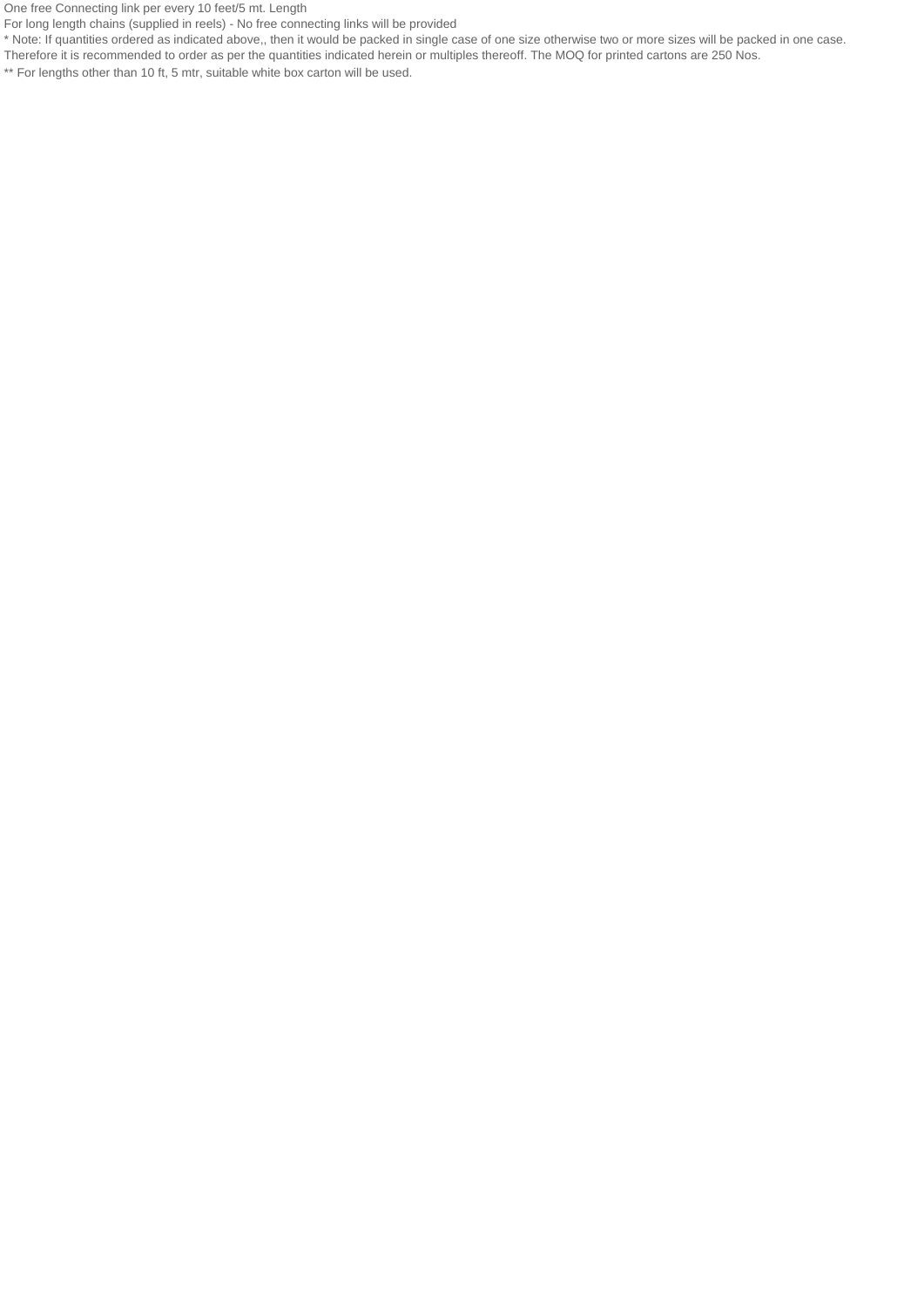One free Connecting link per every 10 feet/5 mt. Length

For long length chains (supplied in reels) - No free connecting links will be provided

* Note: If quantities ordered as indicated above,, then it would be packed in single case of one size otherwise two or more sizes will be packed in one case. Therefore it is recommended to order as per the quantities indicated herein or multiples thereoff. The MOQ for printed cartons are 250 Nos.

** For lengths other than 10 ft, 5 mtr, suitable white box carton will be used.